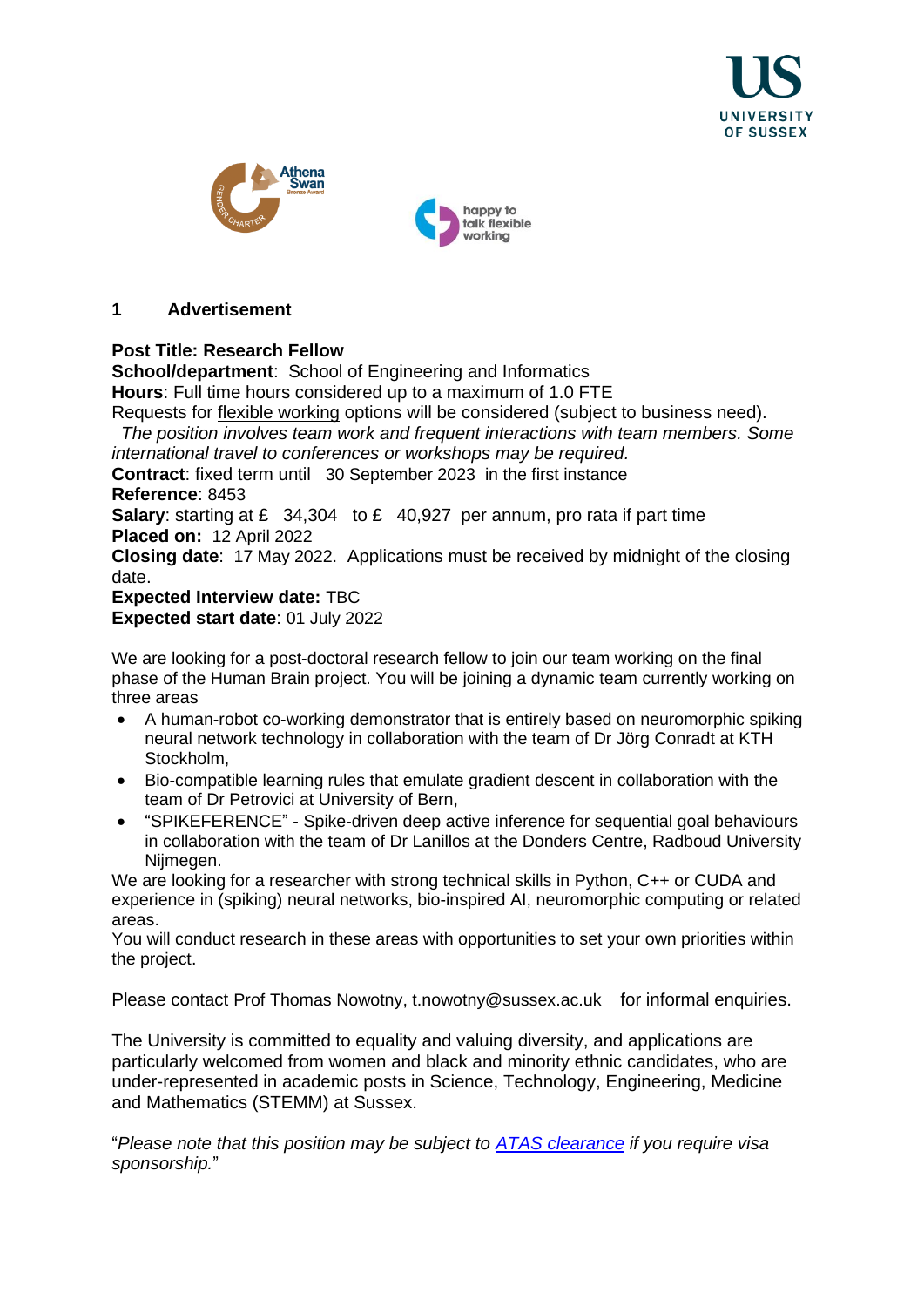## 1 Advertisement

**Post Title: Research Fellow**
**School/department**: School of Engineering and Informatics
**Hours**: Full time hours considered up to a maximum of 1.0 FTE
Requests for flexible working options will be considered (subject to business need).
*The position involves team work and frequent interactions with team members. Some international travel to conferences or workshops may be required.*
**Contract**: fixed term until 30 September 2023 in the first instance
**Reference**: 8453
**Salary**: starting at £ 34,304 to £ 40,927 per annum, pro rata if part time
**Placed on:** 12 April 2022
**Closing date**: 17 May 2022. Applications must be received by midnight of the closing date.
**Expected Interview date:** TBC
**Expected start date**: 01 July 2022

We are looking for a post-doctoral research fellow to join our team working on the final phase of the Human Brain project. You will be joining a dynamic team currently working on three areas

- A human-robot co-working demonstrator that is entirely based on neuromorphic spiking neural network technology in collaboration with the team of Dr Jörg Conradt at KTH Stockholm,
- Bio-compatible learning rules that emulate gradient descent in collaboration with the team of Dr Petrovici at University of Bern,
- "SPIKEFERENCE" - Spike-driven deep active inference for sequential goal behaviours in collaboration with the team of Dr Lanillos at the Donders Centre, Radboud University Nijmegen.

We are looking for a researcher with strong technical skills in Python, C++ or CUDA and experience in (spiking) neural networks, bio-inspired AI, neuromorphic computing or related areas.
You will conduct research in these areas with opportunities to set your own priorities within the project.

Please contact Prof Thomas Nowotny, t.nowotny@sussex.ac.uk for informal enquiries.

The University is committed to equality and valuing diversity, and applications are particularly welcomed from women and black and minority ethnic candidates, who are under-represented in academic posts in Science, Technology, Engineering, Medicine and Mathematics (STEMM) at Sussex.

"*Please note that this position may be subject to ATAS clearance if you require visa sponsorship.*"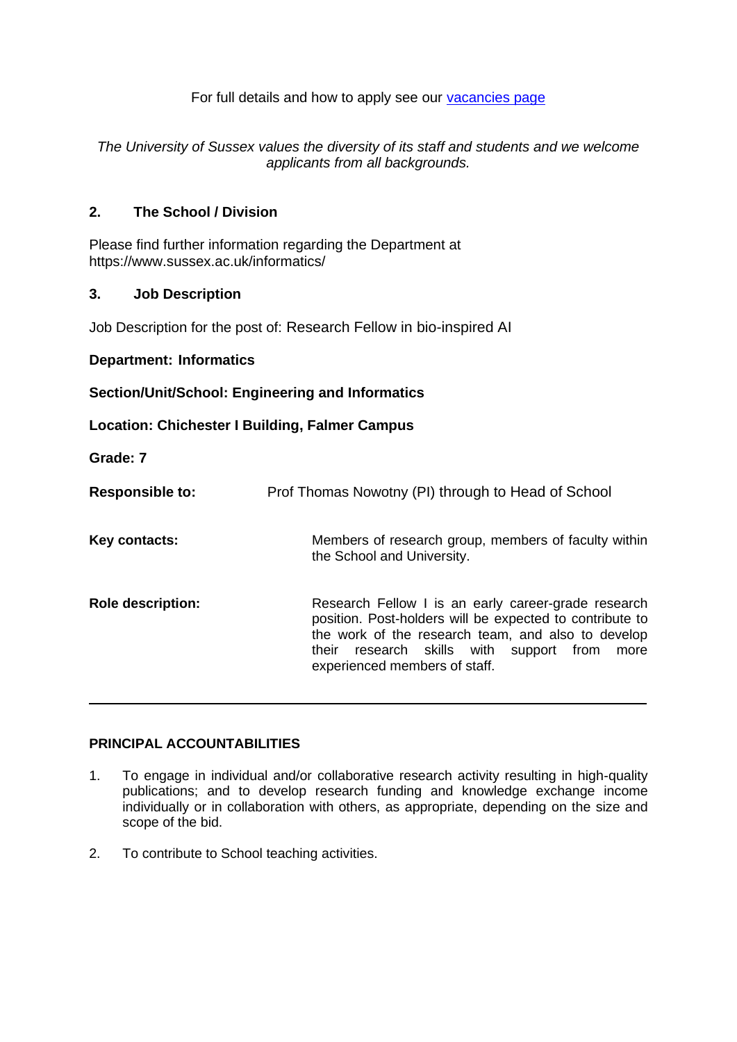For full details and how to apply see our [vacancies page]

*The University of Sussex values the diversity of its staff and students and we welcome applicants from all backgrounds.*

## 2. The School / Division

Please find further information regarding the Department at https://www.sussex.ac.uk/informatics/

## 3. Job Description

Job Description for the post of: Research Fellow in bio-inspired AI

**Department: Informatics**

**Section/Unit/School: Engineering and Informatics**

**Location: Chichester I Building, Falmer Campus**

**Grade: 7**

| | |
|---|---|
| **Responsible to:** | Prof Thomas Nowotny (PI) through to Head of School |
| **Key contacts:** | Members of research group, members of faculty within the School and University. |
| **Role description:** | Research Fellow I is an early career-grade research position. Post-holders will be expected to contribute to the work of the research team, and also to develop their research skills with support from more experienced members of staff. |

---

**PRINCIPAL ACCOUNTABILITIES**

1. To engage in individual and/or collaborative research activity resulting in high-quality publications; and to develop research funding and knowledge exchange income individually or in collaboration with others, as appropriate, depending on the size and scope of the bid.

2. To contribute to School teaching activities.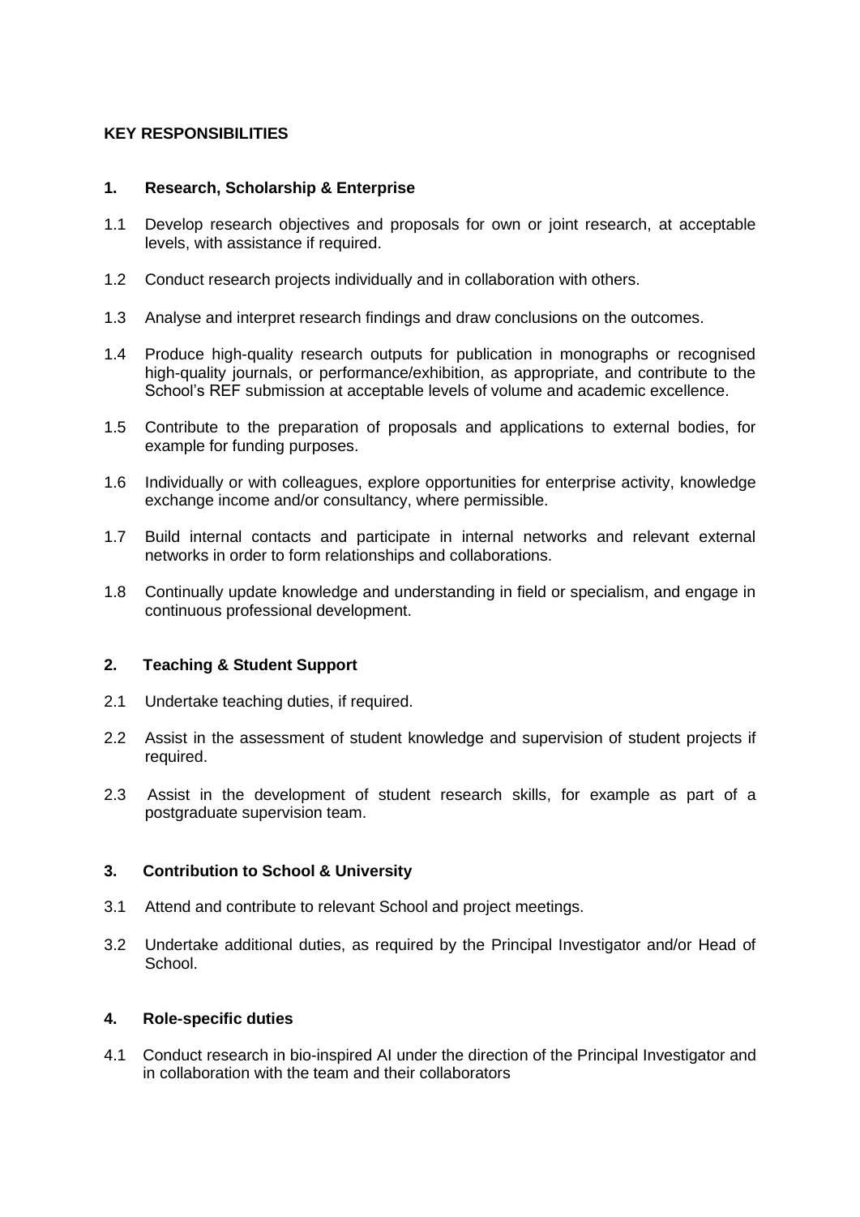**KEY RESPONSIBILITIES**

**1. Research, Scholarship & Enterprise**

1.1 Develop research objectives and proposals for own or joint research, at acceptable levels, with assistance if required.

1.2 Conduct research projects individually and in collaboration with others.

1.3 Analyse and interpret research findings and draw conclusions on the outcomes.

1.4 Produce high-quality research outputs for publication in monographs or recognised high-quality journals, or performance/exhibition, as appropriate, and contribute to the School's REF submission at acceptable levels of volume and academic excellence.

1.5 Contribute to the preparation of proposals and applications to external bodies, for example for funding purposes.

1.6 Individually or with colleagues, explore opportunities for enterprise activity, knowledge exchange income and/or consultancy, where permissible.

1.7 Build internal contacts and participate in internal networks and relevant external networks in order to form relationships and collaborations.

1.8 Continually update knowledge and understanding in field or specialism, and engage in continuous professional development.

**2. Teaching & Student Support**

2.1 Undertake teaching duties, if required.

2.2 Assist in the assessment of student knowledge and supervision of student projects if required.

2.3 Assist in the development of student research skills, for example as part of a postgraduate supervision team.

**3. Contribution to School & University**

3.1 Attend and contribute to relevant School and project meetings.

3.2 Undertake additional duties, as required by the Principal Investigator and/or Head of School.

**4. Role-specific duties**

4.1 Conduct research in bio-inspired AI under the direction of the Principal Investigator and in collaboration with the team and their collaborators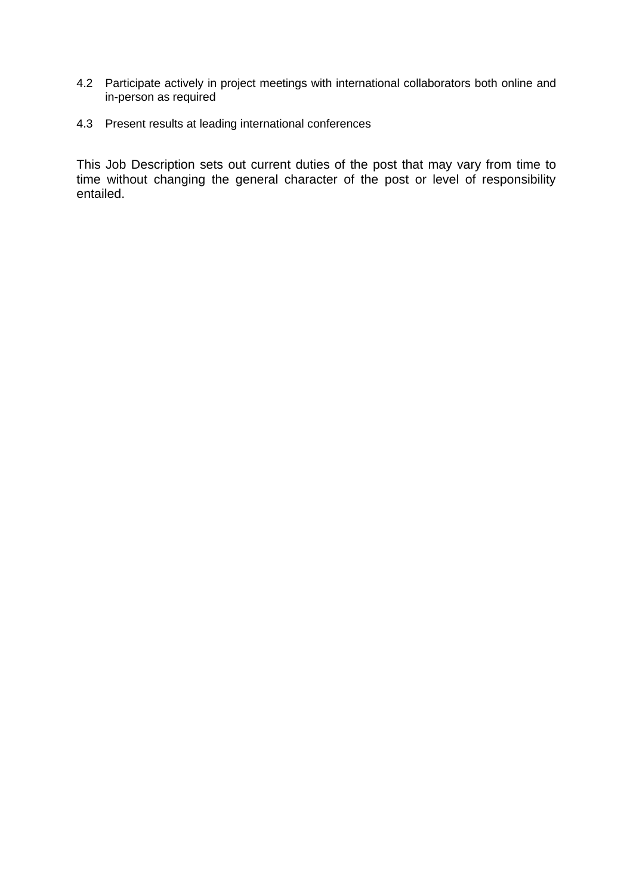4.2 Participate actively in project meetings with international collaborators both online and in-person as required

4.3 Present results at leading international conferences

This Job Description sets out current duties of the post that may vary from time to time without changing the general character of the post or level of responsibility entailed.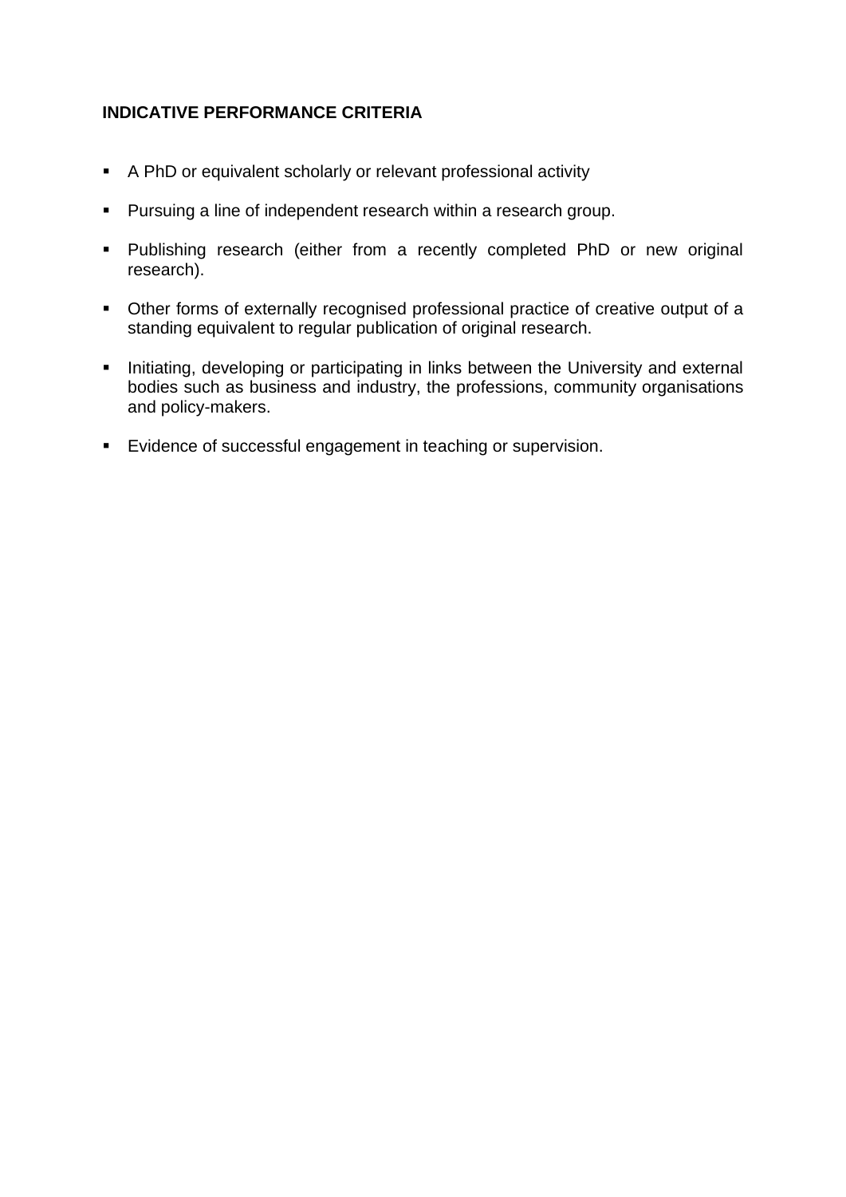**INDICATIVE PERFORMANCE CRITERIA**

- A PhD or equivalent scholarly or relevant professional activity
- Pursuing a line of independent research within a research group.
- Publishing research (either from a recently completed PhD or new original research).
- Other forms of externally recognised professional practice of creative output of a standing equivalent to regular publication of original research.
- Initiating, developing or participating in links between the University and external bodies such as business and industry, the professions, community organisations and policy-makers.
- Evidence of successful engagement in teaching or supervision.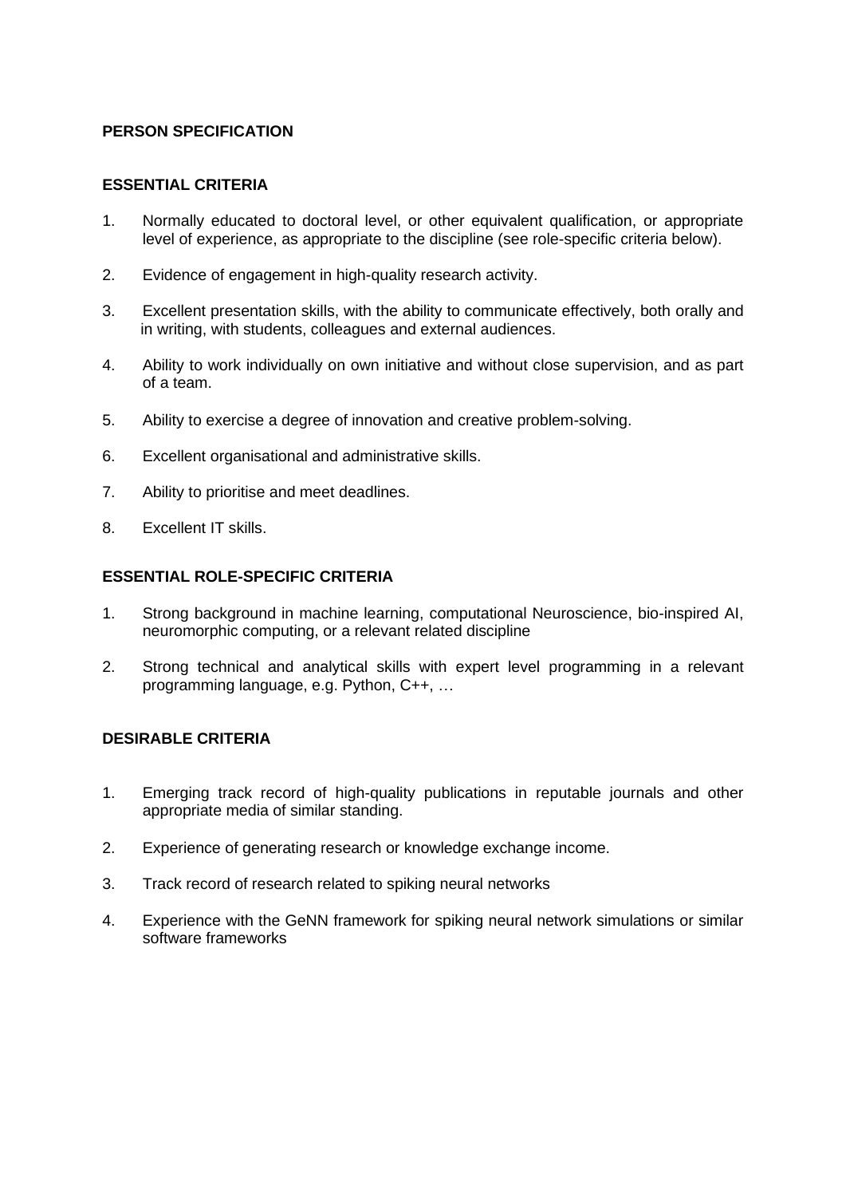**PERSON SPECIFICATION**

**ESSENTIAL CRITERIA**

1. Normally educated to doctoral level, or other equivalent qualification, or appropriate level of experience, as appropriate to the discipline (see role-specific criteria below).

2. Evidence of engagement in high-quality research activity.

3. Excellent presentation skills, with the ability to communicate effectively, both orally and in writing, with students, colleagues and external audiences.

4. Ability to work individually on own initiative and without close supervision, and as part of a team.

5. Ability to exercise a degree of innovation and creative problem-solving.

6. Excellent organisational and administrative skills.

7. Ability to prioritise and meet deadlines.

8. Excellent IT skills.

**ESSENTIAL ROLE-SPECIFIC CRITERIA**

1. Strong background in machine learning, computational Neuroscience, bio-inspired AI, neuromorphic computing, or a relevant related discipline

2. Strong technical and analytical skills with expert level programming in a relevant programming language, e.g. Python, C++, …

**DESIRABLE CRITERIA**

1. Emerging track record of high-quality publications in reputable journals and other appropriate media of similar standing.

2. Experience of generating research or knowledge exchange income.

3. Track record of research related to spiking neural networks

4. Experience with the GeNN framework for spiking neural network simulations or similar software frameworks